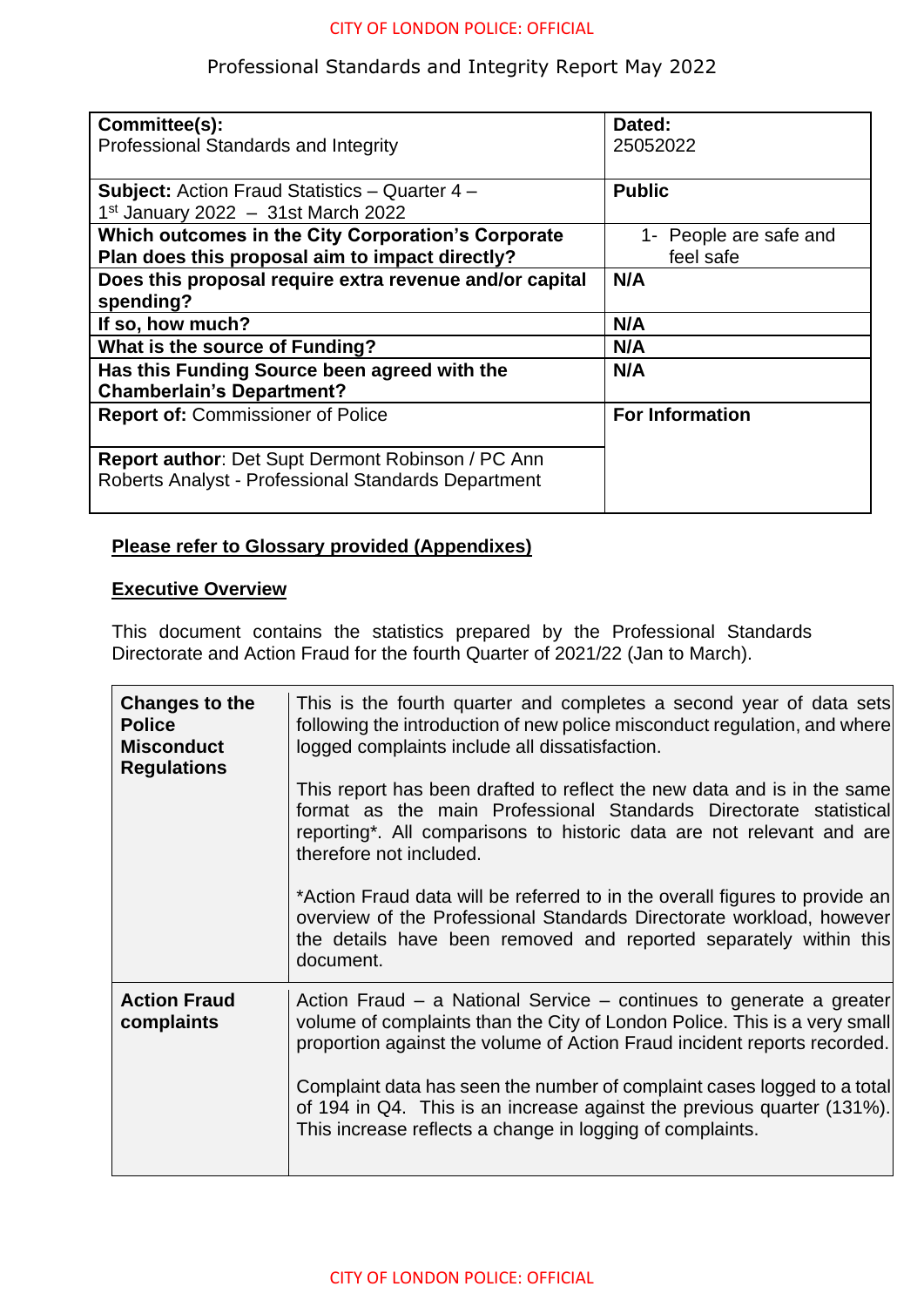# Professional Standards and Integrity Report May 2022

| **Committee(s):**<br>Professional Standards and Integrity | **Dated:**<br>25052022 |
|---|---|
| **Subject:** Action Fraud Statistics – Quarter 4 –<br>1st January 2022 – 31st March 2022 | **Public** |
| **Which outcomes in the City Corporation's Corporate Plan does this proposal aim to impact directly?** | 1- People are safe and feel safe |
| **Does this proposal require extra revenue and/or capital spending?** | **N/A** |
| **If so, how much?** | **N/A** |
| **What is the source of Funding?** | **N/A** |
| **Has this Funding Source been agreed with the Chamberlain's Department?** | **N/A** |
| **Report of:** Commissioner of Police | **For Information** |
| **Report author**: Det Supt Dermont Robinson / PC Ann Roberts Analyst - Professional Standards Department | |

**Please refer to Glossary provided (Appendixes)**

**Executive Overview**

This document contains the statistics prepared by the Professional Standards Directorate and Action Fraud for the fourth Quarter of 2021/22 (Jan to March).

| | |
|---|---|
| **Changes to the Police Misconduct Regulations** | This is the fourth quarter and completes a second year of data sets following the introduction of new police misconduct regulation, and where logged complaints include all dissatisfaction.<br><br>This report has been drafted to reflect the new data and is in the same format as the main Professional Standards Directorate statistical reporting*. All comparisons to historic data are not relevant and are therefore not included.<br><br>*Action Fraud data will be referred to in the overall figures to provide an overview of the Professional Standards Directorate workload, however the details have been removed and reported separately within this document. |
| **Action Fraud complaints** | Action Fraud – a National Service – continues to generate a greater volume of complaints than the City of London Police. This is a very small proportion against the volume of Action Fraud incident reports recorded.<br><br>Complaint data has seen the number of complaint cases logged to a total of 194 in Q4. This is an increase against the previous quarter (131%). This increase reflects a change in logging of complaints. |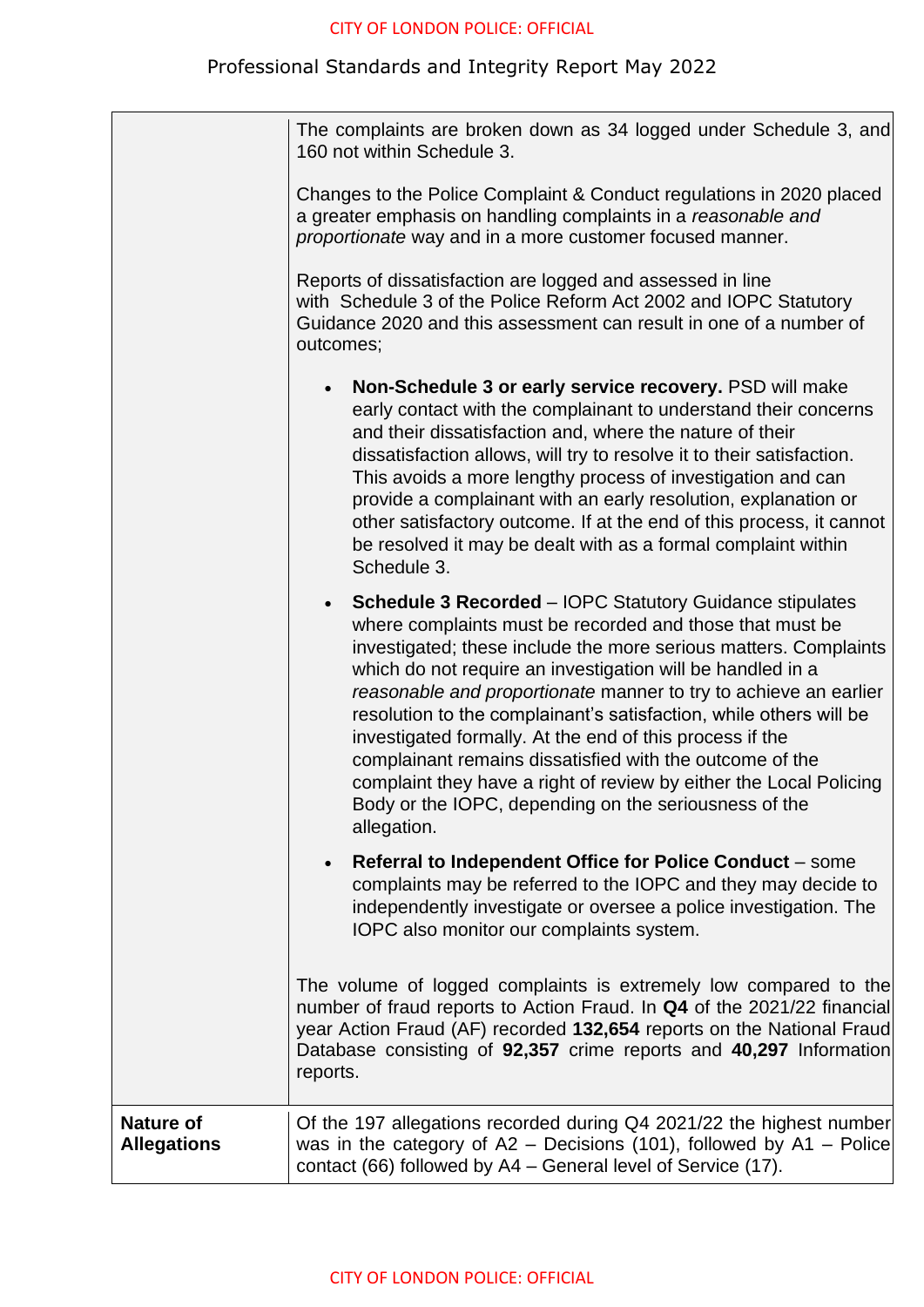| | |
|---|---|
| | The complaints are broken down as 34 logged under Schedule 3, and 160 not within Schedule 3.<br><br>Changes to the Police Complaint & Conduct regulations in 2020 placed a greater emphasis on handling complaints in a *reasonable and proportionate* way and in a more customer focused manner.<br><br>Reports of dissatisfaction are logged and assessed in line with Schedule 3 of the Police Reform Act 2002 and IOPC Statutory Guidance 2020 and this assessment can result in one of a number of outcomes;<br><br>• **Non-Schedule 3 or early service recovery.** PSD will make early contact with the complainant to understand their concerns and their dissatisfaction and, where the nature of their dissatisfaction allows, will try to resolve it to their satisfaction. This avoids a more lengthy process of investigation and can provide a complainant with an early resolution, explanation or other satisfactory outcome. If at the end of this process, it cannot be resolved it may be dealt with as a formal complaint within Schedule 3.<br><br>• **Schedule 3 Recorded** – IOPC Statutory Guidance stipulates where complaints must be recorded and those that must be investigated; these include the more serious matters. Complaints which do not require an investigation will be handled in a *reasonable and proportionate* manner to try to achieve an earlier resolution to the complainant's satisfaction, while others will be investigated formally. At the end of this process if the complainant remains dissatisfied with the outcome of the complaint they have a right of review by either the Local Policing Body or the IOPC, depending on the seriousness of the allegation.<br><br>• **Referral to Independent Office for Police Conduct** – some complaints may be referred to the IOPC and they may decide to independently investigate or oversee a police investigation. The IOPC also monitor our complaints system.<br><br>The volume of logged complaints is extremely low compared to the number of fraud reports to Action Fraud. In **Q4** of the 2021/22 financial year Action Fraud (AF) recorded **132,654** reports on the National Fraud Database consisting of **92,357** crime reports and **40,297** Information reports. |
| **Nature of Allegations** | Of the 197 allegations recorded during Q4 2021/22 the highest number was in the category of A2 – Decisions (101), followed by A1 – Police contact (66) followed by A4 – General level of Service (17). |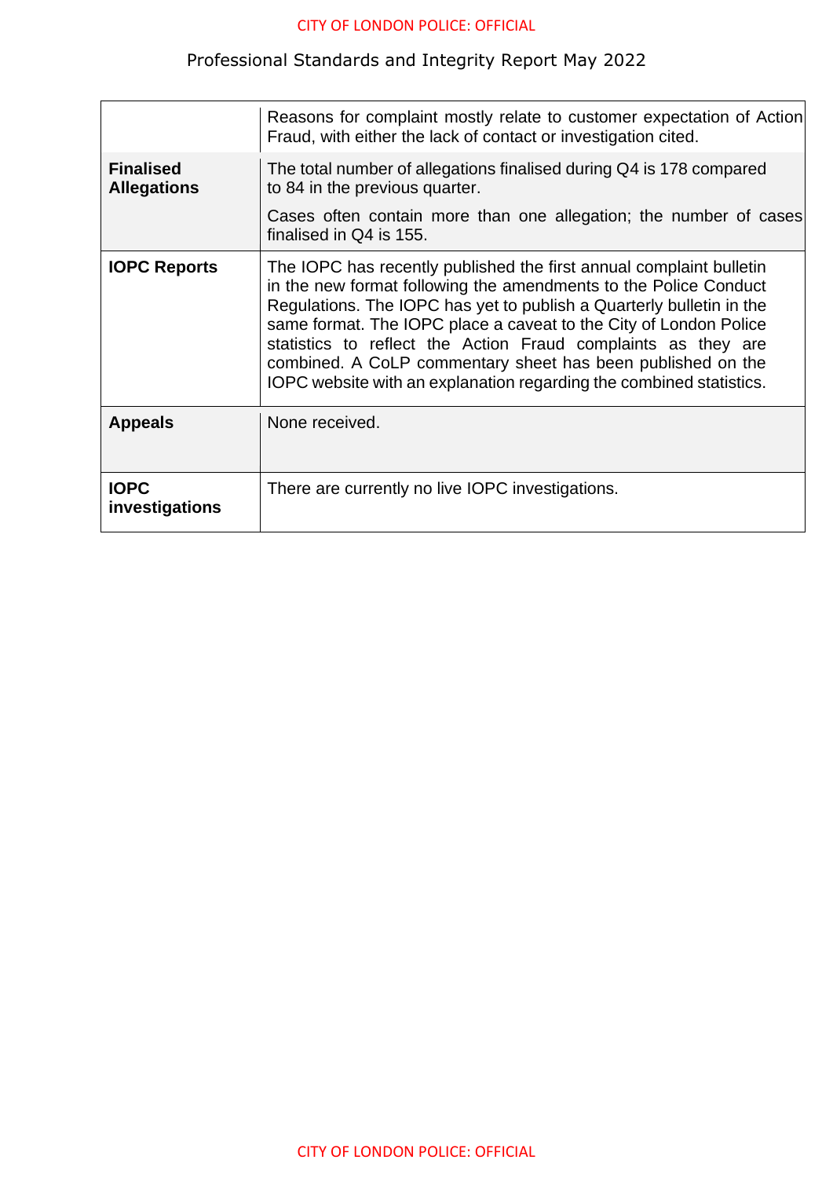| | |
|---|---|
| | Reasons for complaint mostly relate to customer expectation of Action Fraud, with either the lack of contact or investigation cited. |
| **Finalised Allegations** | The total number of allegations finalised during Q4 is 178 compared to 84 in the previous quarter.<br><br>Cases often contain more than one allegation; the number of cases finalised in Q4 is 155. |
| **IOPC Reports** | The IOPC has recently published the first annual complaint bulletin in the new format following the amendments to the Police Conduct Regulations. The IOPC has yet to publish a Quarterly bulletin in the same format. The IOPC place a caveat to the City of London Police statistics to reflect the Action Fraud complaints as they are combined. A CoLP commentary sheet has been published on the IOPC website with an explanation regarding the combined statistics. |
| **Appeals** | None received. |
| **IOPC investigations** | There are currently no live IOPC investigations. |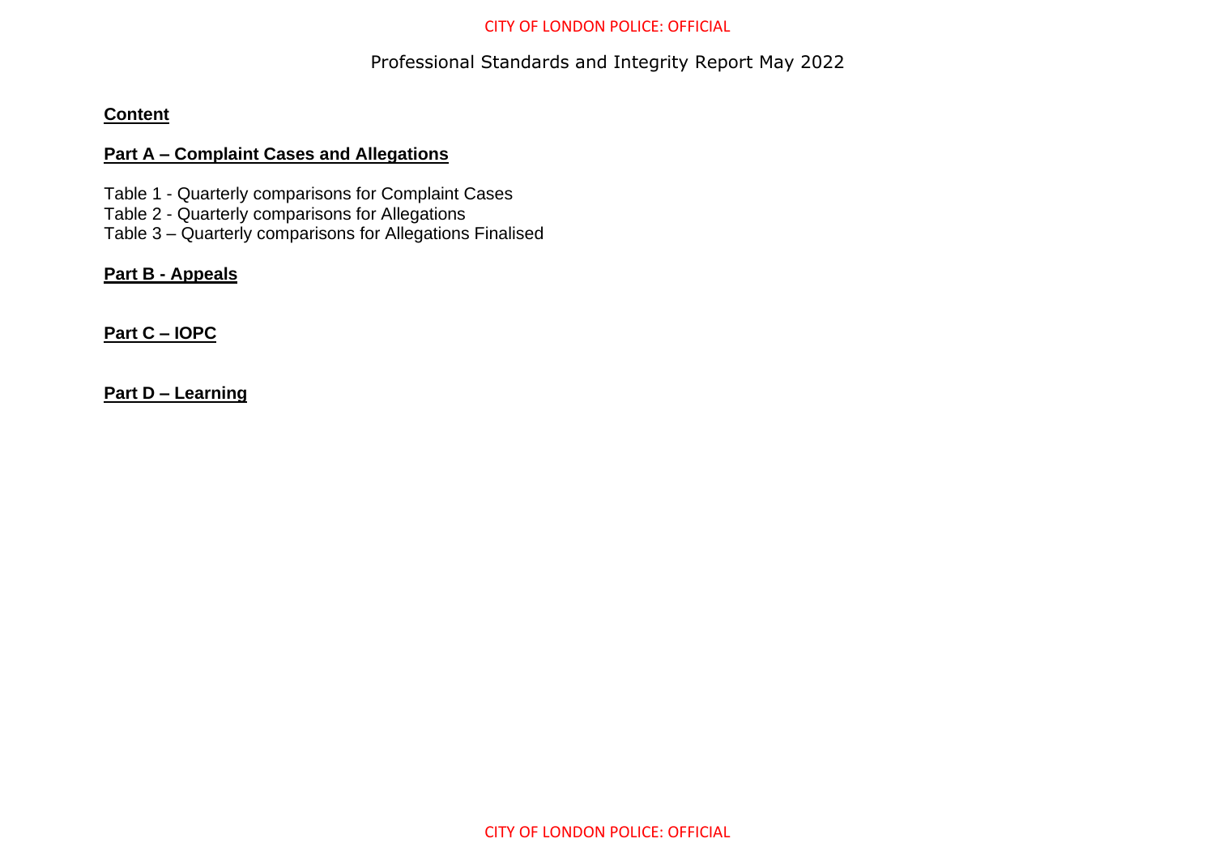Professional Standards and Integrity Report May 2022

**Content**

**Part A – Complaint Cases and Allegations**

Table 1 - Quarterly comparisons for Complaint Cases
Table 2 - Quarterly comparisons for Allegations
Table 3 – Quarterly comparisons for Allegations Finalised

**Part B - Appeals**

**Part C – IOPC**

**Part D – Learning**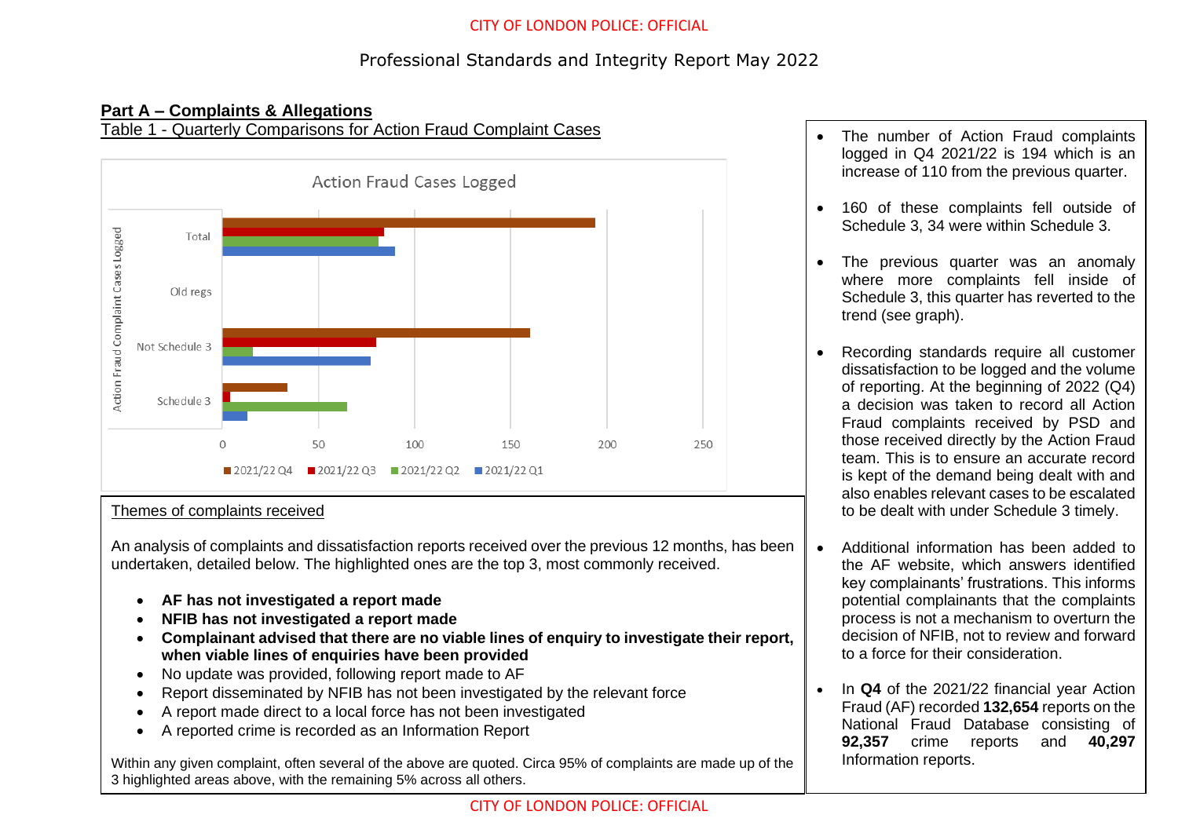## Professional Standards and Integrity Report May 2022

### Part A – Complaints & Allegations

Table 1 - Quarterly Comparisons for Action Fraud Complaint Cases

- The number of Action Fraud complaints logged in Q4 2021/22 is 194 which is an increase of 110 from the previous quarter.
- 160 of these complaints fell outside of Schedule 3, 34 were within Schedule 3.
- The previous quarter was an anomaly where more complaints fell inside of Schedule 3, this quarter has reverted to the trend (see graph).
- Recording standards require all customer dissatisfaction to be logged and the volume of reporting. At the beginning of 2022 (Q4) a decision was taken to record all Action Fraud complaints received by PSD and those received directly by the Action Fraud team. This is to ensure an accurate record is kept of the demand being dealt with and also enables relevant cases to be escalated to be dealt with under Schedule 3 timely.
- Additional information has been added to the AF website, which answers identified key complainants' frustrations. This informs potential complainants that the complaints process is not a mechanism to overturn the decision of NFIB, not to review and forward to a force for their consideration.
- In **Q4** of the 2021/22 financial year Action Fraud (AF) recorded **132,654** reports on the National Fraud Database consisting of **92,357** crime reports and **40,297** Information reports.

#### Themes of complaints received

An analysis of complaints and dissatisfaction reports received over the previous 12 months, has been undertaken, detailed below. The highlighted ones are the top 3, most commonly received.

- **AF has not investigated a report made**
- **NFIB has not investigated a report made**
- **Complainant advised that there are no viable lines of enquiry to investigate their report, when viable lines of enquiries have been provided**
- No update was provided, following report made to AF
- Report disseminated by NFIB has not been investigated by the relevant force
- A report made direct to a local force has not been investigated
- A reported crime is recorded as an Information Report

Within any given complaint, often several of the above are quoted. Circa 95% of complaints are made up of the 3 highlighted areas above, with the remaining 5% across all others.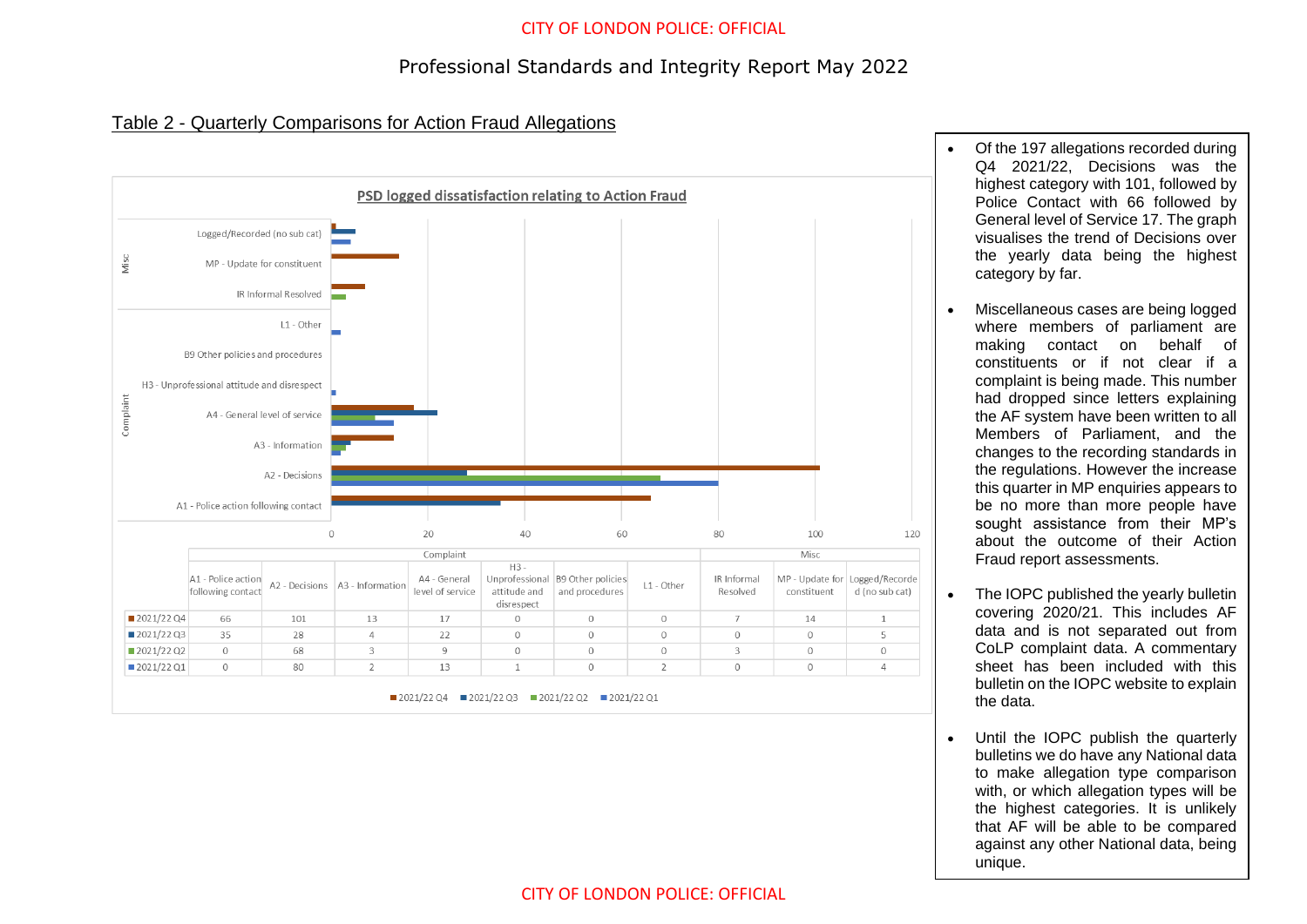## Professional Standards and Integrity Report May 2022

### Table 2 - Quarterly Comparisons for Action Fraud Allegations

**PSD logged dissatisfaction relating to Action Fraud**

| | Complaint | | | | | | | Misc | | |
|---|---|---|---|---|---|---|---|---|---|---|
| | A1 - Police action following contact | A2 - Decisions | A3 - Information | A4 - General level of service | H3 - Unprofessional attitude and disrespect | B9 Other policies and procedures | L1 - Other | IR Informal Resolved | MP - Update for constituent | Logged/Recorded (no sub cat) |
| 2021/22 Q4 | 66 | 101 | 13 | 17 | 0 | 0 | 0 | 7 | 14 | 1 |
| 2021/22 Q3 | 35 | 28 | 4 | 22 | 0 | 0 | 0 | 0 | 0 | 5 |
| 2021/22 Q2 | 0 | 68 | 3 | 9 | 0 | 0 | 0 | 3 | 0 | 0 |
| 2021/22 Q1 | 0 | 80 | 2 | 13 | 1 | 0 | 2 | 0 | 0 | 4 |

- Of the 197 allegations recorded during Q4 2021/22, Decisions was the highest category with 101, followed by Police Contact with 66 followed by General level of Service 17. The graph visualises the trend of Decisions over the yearly data being the highest category by far.
- Miscellaneous cases are being logged where members of parliament are making contact on behalf of constituents or if not clear if a complaint is being made. This number had dropped since letters explaining the AF system have been written to all Members of Parliament, and the changes to the recording standards in the regulations. However the increase this quarter in MP enquiries appears to be no more than more people have sought assistance from their MP's about the outcome of their Action Fraud report assessments.
- The IOPC published the yearly bulletin covering 2020/21. This includes AF data and is not separated out from CoLP complaint data. A commentary sheet has been included with this bulletin on the IOPC website to explain the data.
- Until the IOPC publish the quarterly bulletins we do have any National data to make allegation type comparison with, or which allegation types will be the highest categories. It is unlikely that AF will be able to be compared against any other National data, being unique.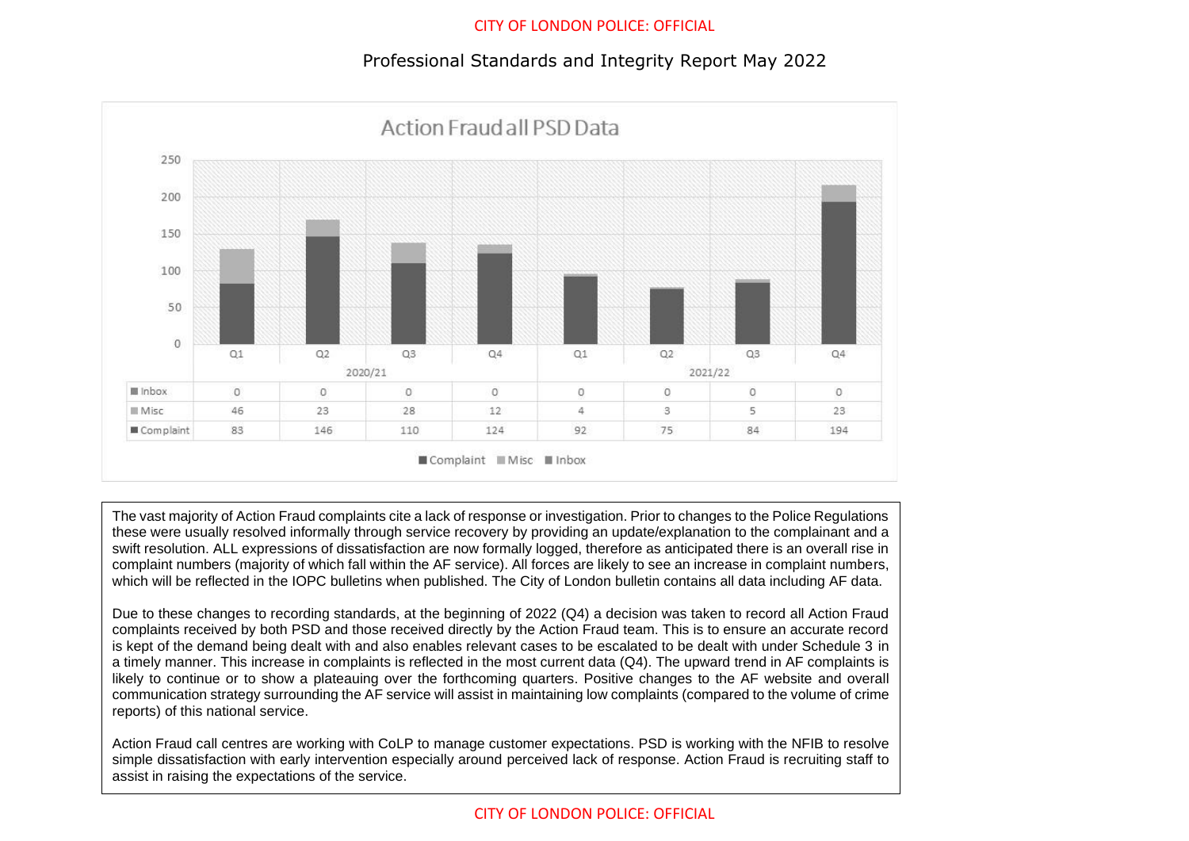Professional Standards and Integrity Report May 2022

## Action Fraud all PSD Data

| | 2020/21 Q1 | 2020/21 Q2 | 2020/21 Q3 | 2020/21 Q4 | 2021/22 Q1 | 2021/22 Q2 | 2021/22 Q3 | 2021/22 Q4 |
|---|---|---|---|---|---|---|---|---|
| Inbox | 0 | 0 | 0 | 0 | 0 | 0 | 0 | 0 |
| Misc | 46 | 23 | 28 | 12 | 4 | 3 | 5 | 23 |
| Complaint | 83 | 146 | 110 | 124 | 92 | 75 | 84 | 194 |

The vast majority of Action Fraud complaints cite a lack of response or investigation. Prior to changes to the Police Regulations these were usually resolved informally through service recovery by providing an update/explanation to the complainant and a swift resolution. ALL expressions of dissatisfaction are now formally logged, therefore as anticipated there is an overall rise in complaint numbers (majority of which fall within the AF service). All forces are likely to see an increase in complaint numbers, which will be reflected in the IOPC bulletins when published. The City of London bulletin contains all data including AF data.

Due to these changes to recording standards, at the beginning of 2022 (Q4) a decision was taken to record all Action Fraud complaints received by both PSD and those received directly by the Action Fraud team. This is to ensure an accurate record is kept of the demand being dealt with and also enables relevant cases to be escalated to be dealt with under Schedule 3 in a timely manner. This increase in complaints is reflected in the most current data (Q4). The upward trend in AF complaints is likely to continue or to show a plateauing over the forthcoming quarters. Positive changes to the AF website and overall communication strategy surrounding the AF service will assist in maintaining low complaints (compared to the volume of crime reports) of this national service.

Action Fraud call centres are working with CoLP to manage customer expectations. PSD is working with the NFIB to resolve simple dissatisfaction with early intervention especially around perceived lack of response. Action Fraud is recruiting staff to assist in raising the expectations of the service.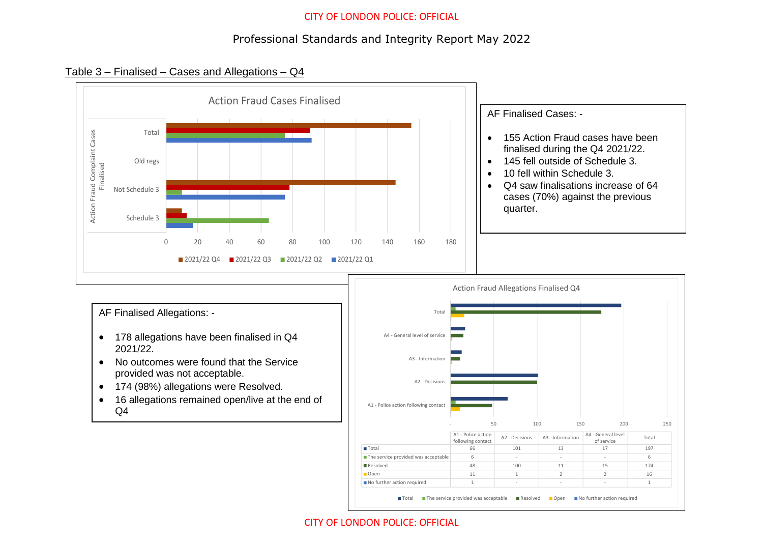## Professional Standards and Integrity Report May 2022

Table 3 – Finalised – Cases and Allegations – Q4

Action Fraud Cases Finalised

AF Finalised Cases: -

- 155 Action Fraud cases have been finalised during the Q4 2021/22.
- 145 fell outside of Schedule 3.
- 10 fell within Schedule 3.
- Q4 saw finalisations increase of 64 cases (70%) against the previous quarter.

AF Finalised Allegations: -

- 178 allegations have been finalised in Q4 2021/22.
- No outcomes were found that the Service provided was not acceptable.
- 174 (98%) allegations were Resolved.
- 16 allegations remained open/live at the end of Q4

Action Fraud Allegations Finalised Q4

| | A1 - Police action following contact | A2 - Decisions | A3 - Information | A4 - General level of service | Total |
|---|---|---|---|---|---|
| Total | 66 | 101 | 13 | 17 | 197 |
| The service provided was acceptable | 6 | - | - | - | 6 |
| Resolved | 48 | 100 | 11 | 15 | 174 |
| Open | 11 | 1 | 2 | 2 | 16 |
| No further action required | 1 | - | - | - | 1 |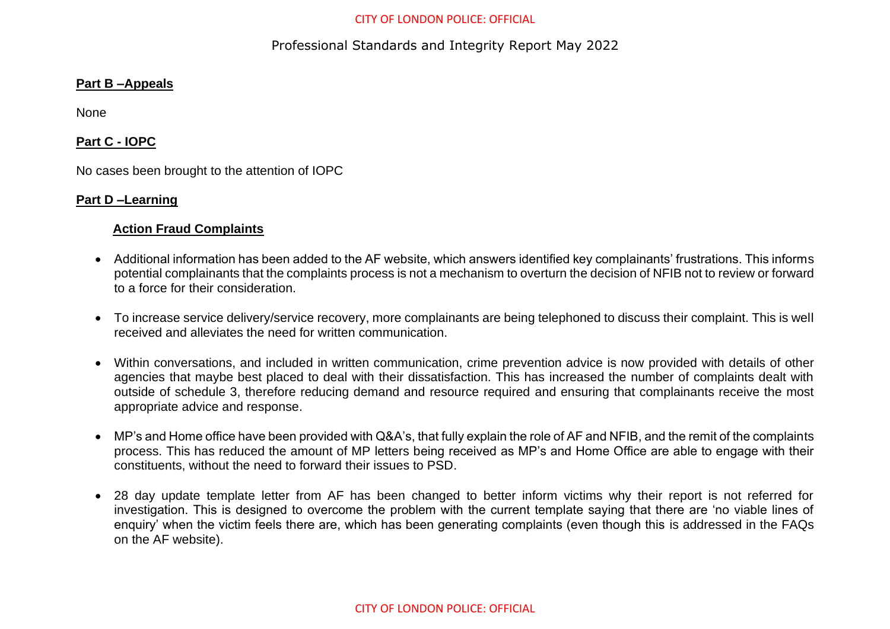**Part B –Appeals**

None

**Part C - IOPC**

No cases been brought to the attention of IOPC

**Part D –Learning**

**Action Fraud Complaints**

- Additional information has been added to the AF website, which answers identified key complainants' frustrations. This informs potential complainants that the complaints process is not a mechanism to overturn the decision of NFIB not to review or forward to a force for their consideration.
- To increase service delivery/service recovery, more complainants are being telephoned to discuss their complaint. This is well received and alleviates the need for written communication.
- Within conversations, and included in written communication, crime prevention advice is now provided with details of other agencies that maybe best placed to deal with their dissatisfaction. This has increased the number of complaints dealt with outside of schedule 3, therefore reducing demand and resource required and ensuring that complainants receive the most appropriate advice and response.
- MP's and Home office have been provided with Q&A's, that fully explain the role of AF and NFIB, and the remit of the complaints process. This has reduced the amount of MP letters being received as MP's and Home Office are able to engage with their constituents, without the need to forward their issues to PSD.
- 28 day update template letter from AF has been changed to better inform victims why their report is not referred for investigation. This is designed to overcome the problem with the current template saying that there are 'no viable lines of enquiry' when the victim feels there are, which has been generating complaints (even though this is addressed in the FAQs on the AF website).